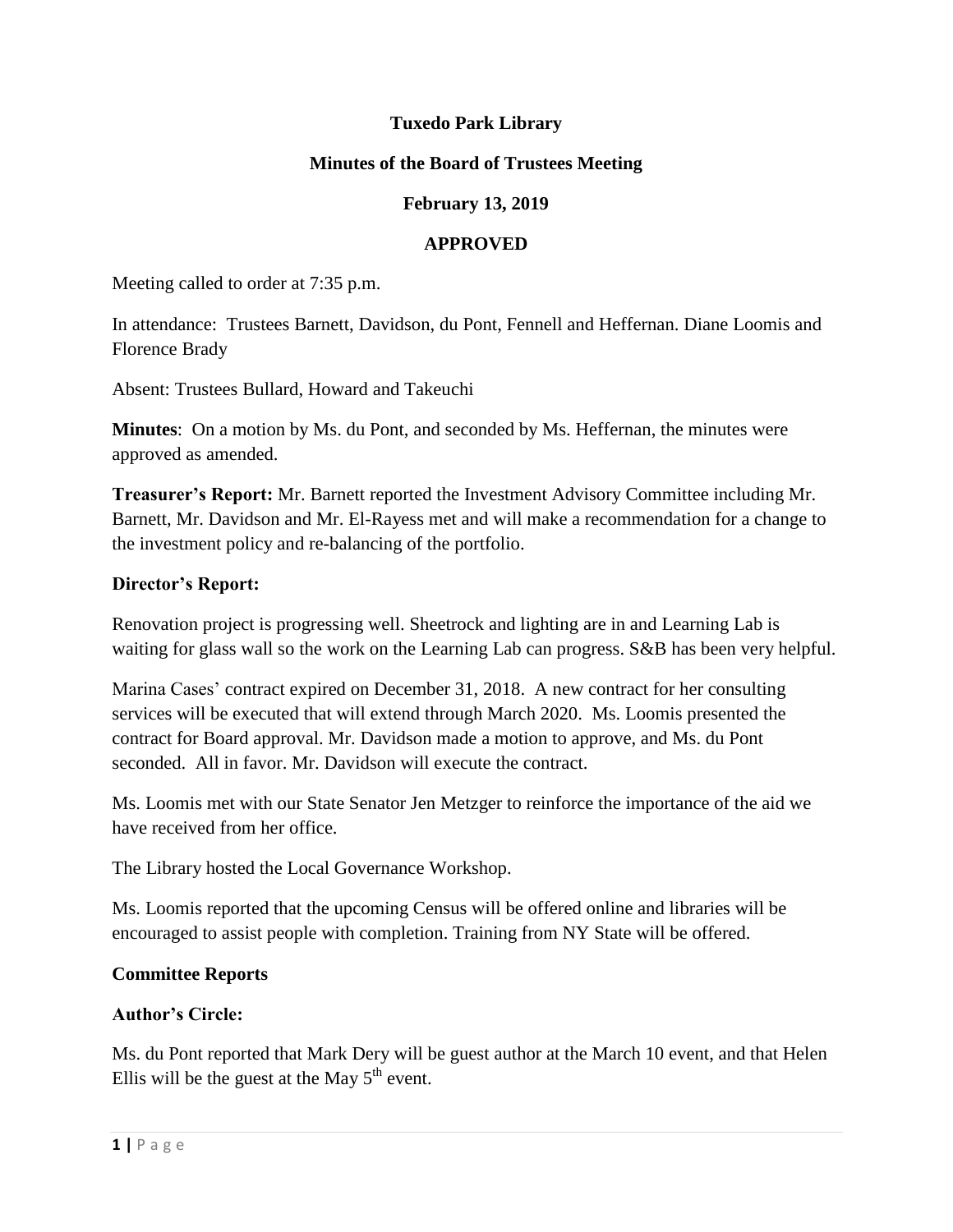# Tuxedo Park Library

## Minutes of the Board of Trustees Meeting

## February 13, 2019

## APPROVED

Meeting called to order at 7:35 p.m.

In attendance: Trustees Barnett, Davidson, du Pont, Fennell and Heffernan. Diane Loomis and Florence Brady

Absent: Trustees Bullard, Howard and Takeuchi

**Minutes**: On a motion by Ms. du Pont, and seconded by Ms. Heffernan, the minutes were approved as amended.

**Treasurer's Report:** Mr. Barnett reported the Investment Advisory Committee including Mr. Barnett, Mr. Davidson and Mr. El-Rayess met and will make a recommendation for a change to the investment policy and re-balancing of the portfolio.

**Director's Report:**

Renovation project is progressing well. Sheetrock and lighting are in and Learning Lab is waiting for glass wall so the work on the Learning Lab can progress. S&B has been very helpful.

Marina Cases' contract expired on December 31, 2018. A new contract for her consulting services will be executed that will extend through March 2020. Ms. Loomis presented the contract for Board approval. Mr. Davidson made a motion to approve, and Ms. du Pont seconded. All in favor. Mr. Davidson will execute the contract.

Ms. Loomis met with our State Senator Jen Metzger to reinforce the importance of the aid we have received from her office.

The Library hosted the Local Governance Workshop.

Ms. Loomis reported that the upcoming Census will be offered online and libraries will be encouraged to assist people with completion. Training from NY State will be offered.

**Committee Reports**

**Author's Circle:**

Ms. du Pont reported that Mark Dery will be guest author at the March 10 event, and that Helen Ellis will be the guest at the May 5th event.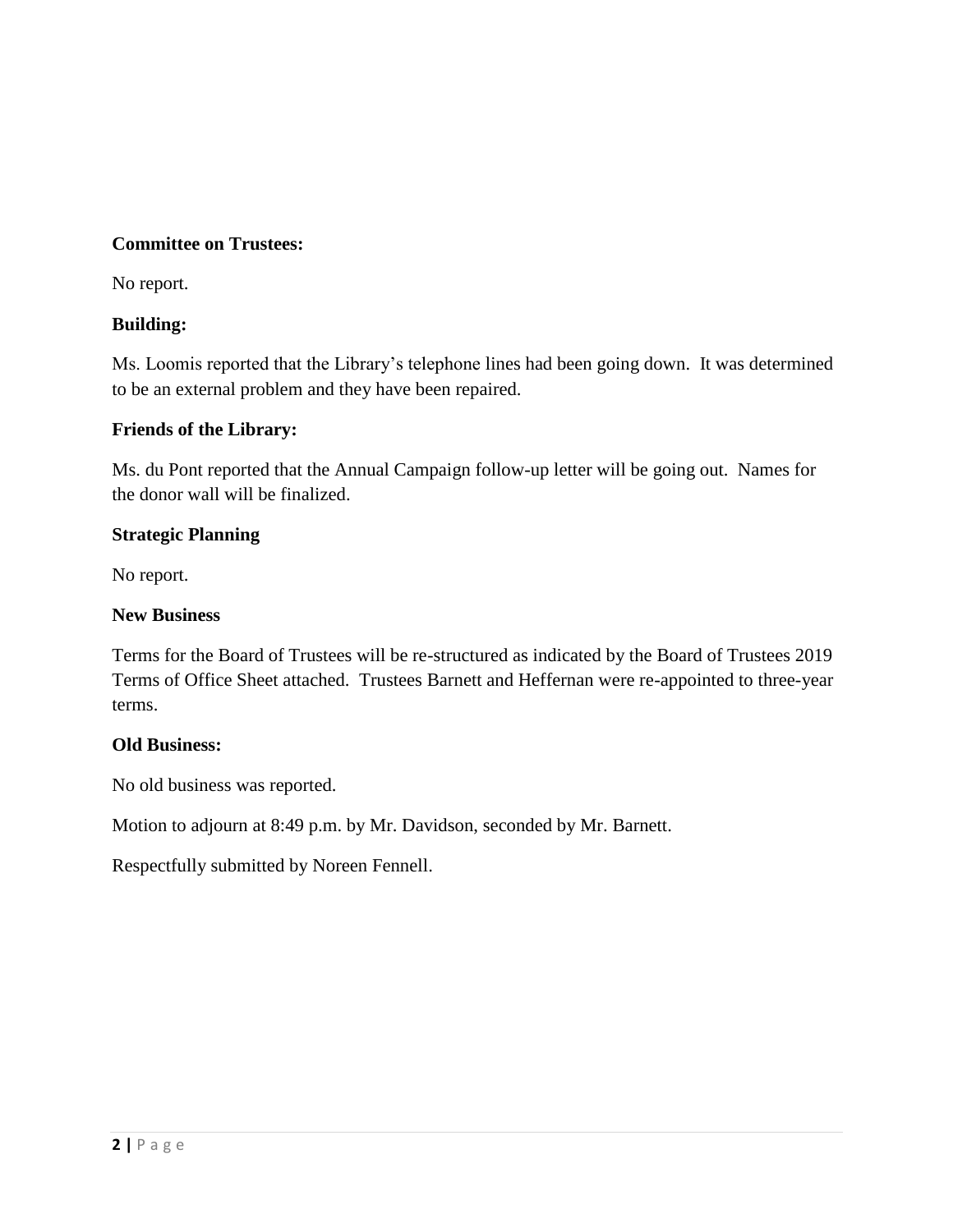**Committee on Trustees:**

No report.

**Building:**

Ms. Loomis reported that the Library's telephone lines had been going down. It was determined to be an external problem and they have been repaired.

**Friends of the Library:**

Ms. du Pont reported that the Annual Campaign follow-up letter will be going out. Names for the donor wall will be finalized.

**Strategic Planning**

No report.

**New Business**

Terms for the Board of Trustees will be re-structured as indicated by the Board of Trustees 2019 Terms of Office Sheet attached. Trustees Barnett and Heffernan were re-appointed to three-year terms.

**Old Business:**

No old business was reported.

Motion to adjourn at 8:49 p.m. by Mr. Davidson, seconded by Mr. Barnett.

Respectfully submitted by Noreen Fennell.